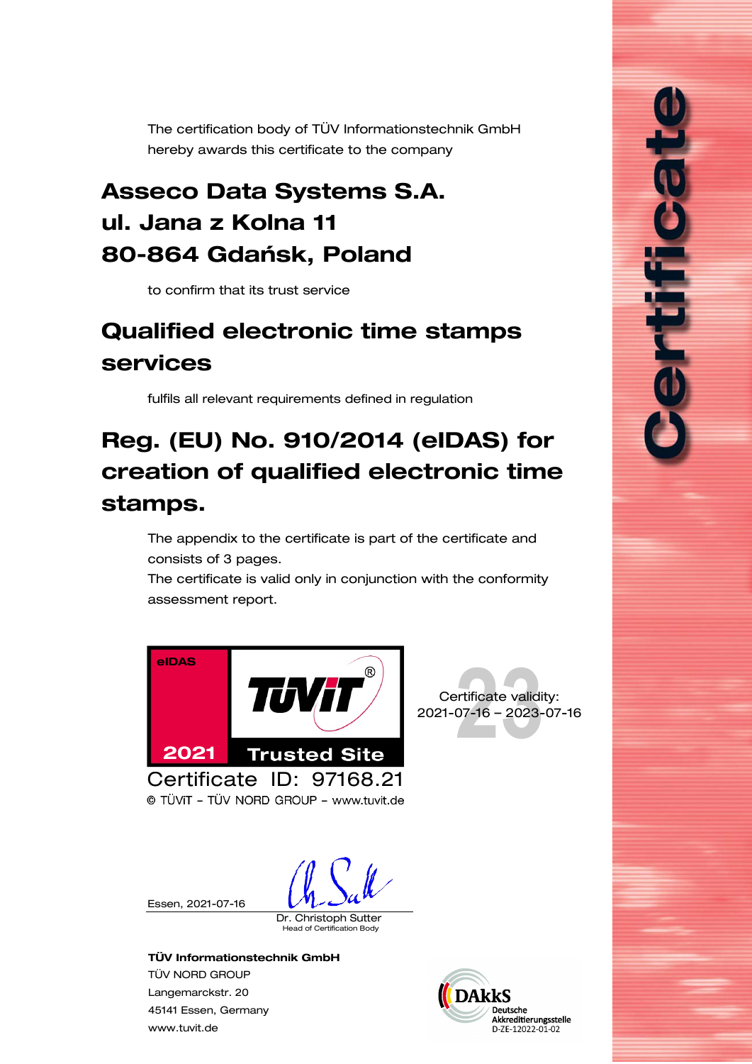# Certificate

The certification body of TÜV Informationstechnik GmbH hereby awards this certificate to the company

## Asseco Data Systems S.A.
## ul. Jana z Kolna 11
## 80-864 Gdańsk, Poland

to confirm that its trust service

## Qualified electronic time stamps services

fulfils all relevant requirements defined in regulation

## Reg. (EU) No. 910/2014 (eIDAS) for creation of qualified electronic time stamps.

The appendix to the certificate is part of the certificate and consists of 3 pages.
The certificate is valid only in conjunction with the conformity assessment report.

eIDAS
TÜViT®
2021 Trusted Site

Certificate ID: 97168.21
© TÜViT – TÜV NORD GROUP – www.tuvit.de

Certificate validity:
2021-07-16 – 2023-07-16

Essen, 2021-07-16

Dr. Christoph Sutter
Head of Certification Body

**TÜV Informationstechnik GmbH**
TÜV NORD GROUP
Langemarckstr. 20
45141 Essen, Germany
www.tuvit.de

DAkkS
Deutsche Akkreditierungsstelle
D-ZE-12022-01-02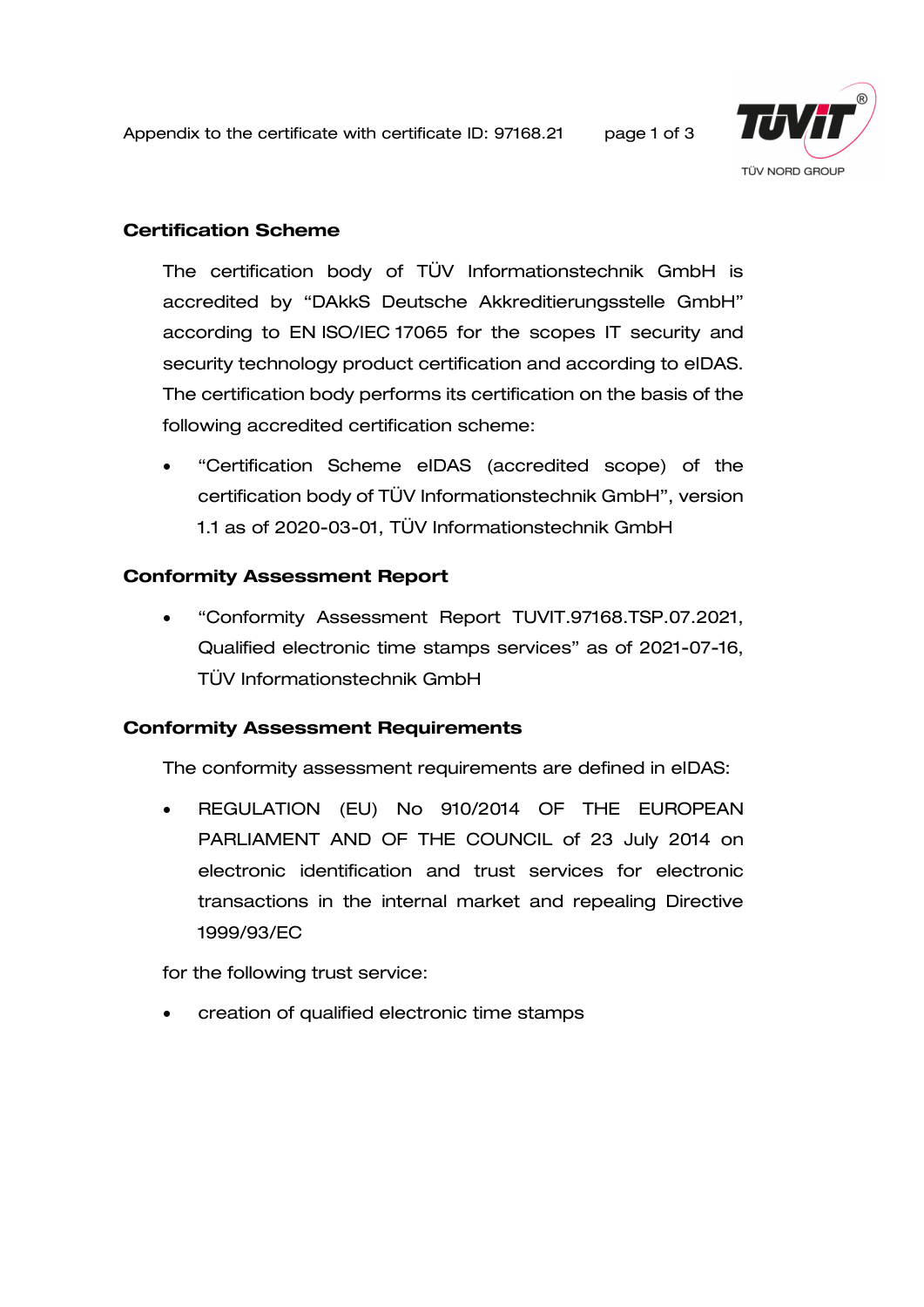## Certification Scheme

The certification body of TÜV Informationstechnik GmbH is accredited by “DAkkS Deutsche Akkreditierungsstelle GmbH” according to EN ISO/IEC 17065 for the scopes IT security and security technology product certification and according to eIDAS. The certification body performs its certification on the basis of the following accredited certification scheme:

- “Certification Scheme eIDAS (accredited scope) of the certification body of TÜV Informationstechnik GmbH”, version 1.1 as of 2020-03-01, TÜV Informationstechnik GmbH

## Conformity Assessment Report

- “Conformity Assessment Report TUVIT.97168.TSP.07.2021, Qualified electronic time stamps services” as of 2021-07-16, TÜV Informationstechnik GmbH

## Conformity Assessment Requirements

The conformity assessment requirements are defined in eIDAS:

- REGULATION (EU) No 910/2014 OF THE EUROPEAN PARLIAMENT AND OF THE COUNCIL of 23 July 2014 on electronic identification and trust services for electronic transactions in the internal market and repealing Directive 1999/93/EC

for the following trust service:

- creation of qualified electronic time stamps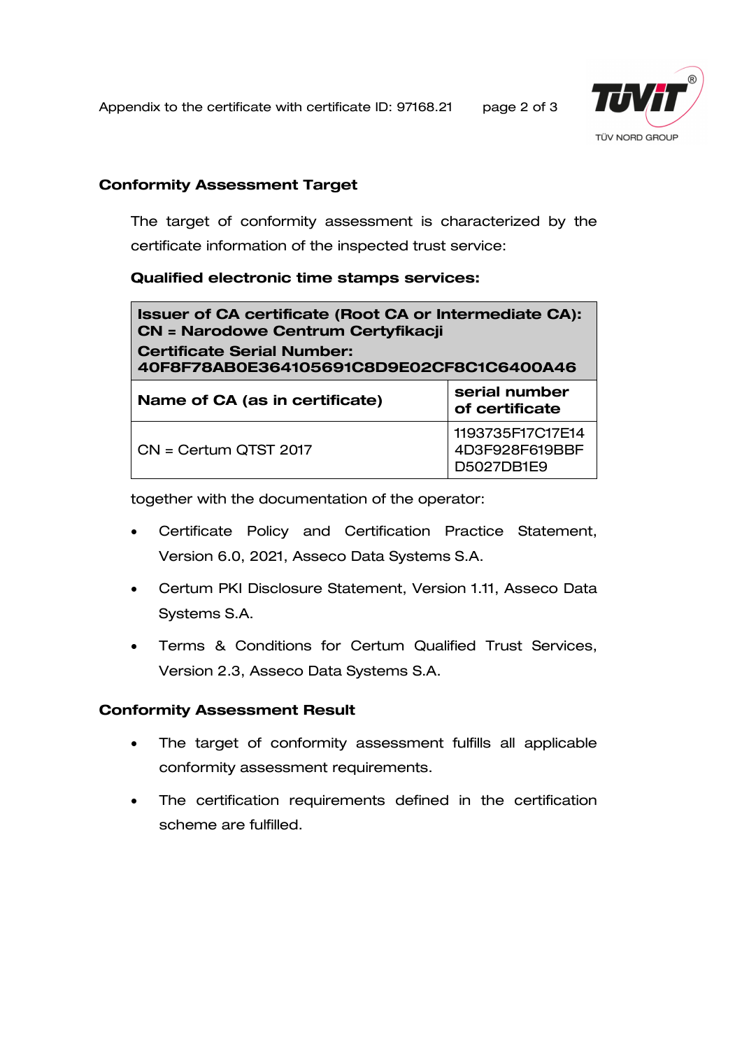## Conformity Assessment Target

The target of conformity assessment is characterized by the certificate information of the inspected trust service:

**Qualified electronic time stamps services:**

| **Issuer of CA certificate (Root CA or Intermediate CA): CN = Narodowe Centrum Certyfikacji Certificate Serial Number: 40F8F78AB0E364105691C8D9E02CF8C1C6400A46** | |
|---|---|
| **Name of CA (as in certificate)** | **serial number of certificate** |
| CN = Certum QTST 2017 | 1193735F17C17E14 4D3F928F619BBF D5027DB1E9 |

together with the documentation of the operator:

- Certificate Policy and Certification Practice Statement, Version 6.0, 2021, Asseco Data Systems S.A.
- Certum PKI Disclosure Statement, Version 1.11, Asseco Data Systems S.A.
- Terms & Conditions for Certum Qualified Trust Services, Version 2.3, Asseco Data Systems S.A.

## Conformity Assessment Result

- The target of conformity assessment fulfills all applicable conformity assessment requirements.
- The certification requirements defined in the certification scheme are fulfilled.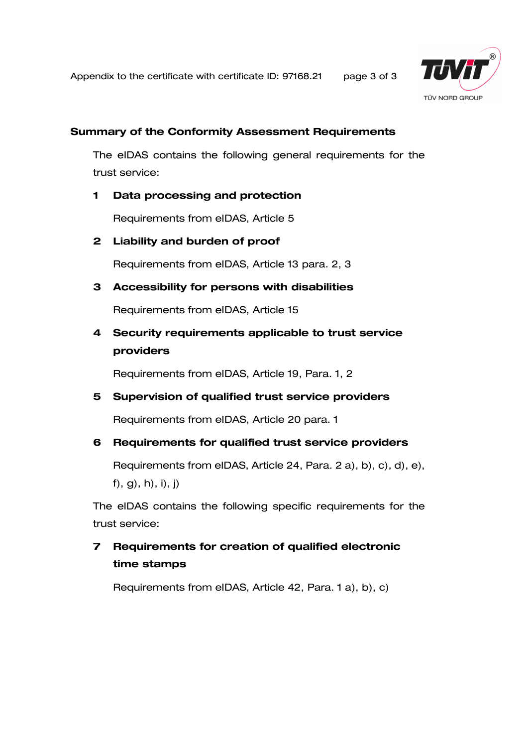## Summary of the Conformity Assessment Requirements

The eIDAS contains the following general requirements for the trust service:

**1 Data processing and protection**

Requirements from eIDAS, Article 5

**2 Liability and burden of proof**

Requirements from eIDAS, Article 13 para. 2, 3

**3 Accessibility for persons with disabilities**

Requirements from eIDAS, Article 15

**4 Security requirements applicable to trust service providers**

Requirements from eIDAS, Article 19, Para. 1, 2

**5 Supervision of qualified trust service providers**

Requirements from eIDAS, Article 20 para. 1

**6 Requirements for qualified trust service providers**

Requirements from eIDAS, Article 24, Para. 2 a), b), c), d), e), f), g), h), i), j)

The eIDAS contains the following specific requirements for the trust service:

**7 Requirements for creation of qualified electronic time stamps**

Requirements from eIDAS, Article 42, Para. 1 a), b), c)